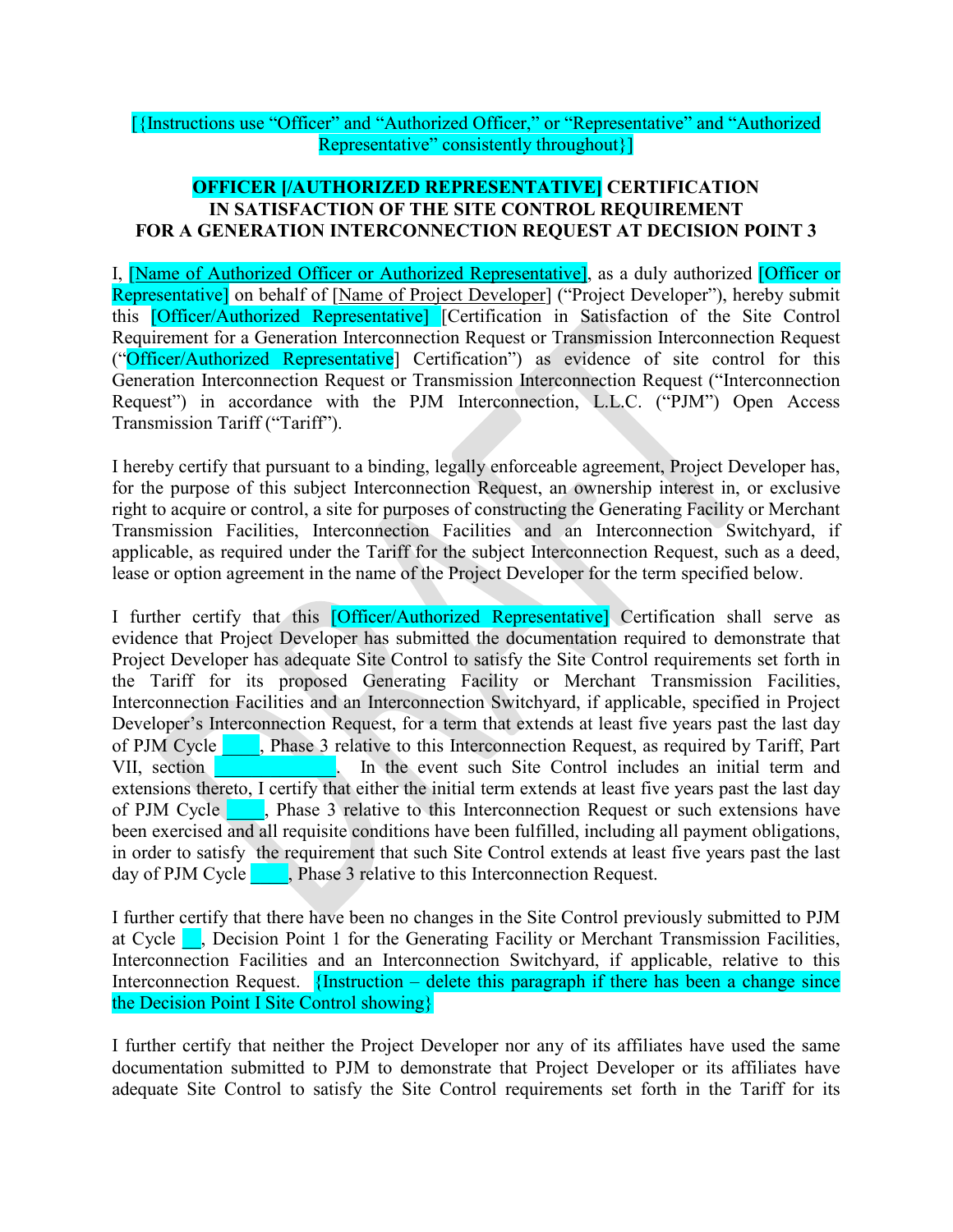[{Instructions use "Officer" and "Authorized Officer," or "Representative" and "Authorized Representative" consistently throughout}]

**OFFICER [/AUTHORIZED REPRESENTATIVE] CERTIFICATION**
**IN SATISFACTION OF THE SITE CONTROL REQUIREMENT**
**FOR A GENERATION INTERCONNECTION REQUEST AT DECISION POINT 3**

I, [Name of Authorized Officer or Authorized Representative], as a duly authorized [Officer or Representative] on behalf of [Name of Project Developer] ("Project Developer"), hereby submit this [Officer/Authorized Representative] [Certification in Satisfaction of the Site Control Requirement for a Generation Interconnection Request or Transmission Interconnection Request ("Officer/Authorized Representative] Certification") as evidence of site control for this Generation Interconnection Request or Transmission Interconnection Request ("Interconnection Request") in accordance with the PJM Interconnection, L.L.C. ("PJM") Open Access Transmission Tariff ("Tariff").

I hereby certify that pursuant to a binding, legally enforceable agreement, Project Developer has, for the purpose of this subject Interconnection Request, an ownership interest in, or exclusive right to acquire or control, a site for purposes of constructing the Generating Facility or Merchant Transmission Facilities, Interconnection Facilities and an Interconnection Switchyard, if applicable, as required under the Tariff for the subject Interconnection Request, such as a deed, lease or option agreement in the name of the Project Developer for the term specified below.

I further certify that this [Officer/Authorized Representative] Certification shall serve as evidence that Project Developer has submitted the documentation required to demonstrate that Project Developer has adequate Site Control to satisfy the Site Control requirements set forth in the Tariff for its proposed Generating Facility or Merchant Transmission Facilities, Interconnection Facilities and an Interconnection Switchyard, if applicable, specified in Project Developer's Interconnection Request, for a term that extends at least five years past the last day of PJM Cycle ____, Phase 3 relative to this Interconnection Request, as required by Tariff, Part VII, section ______________. In the event such Site Control includes an initial term and extensions thereto, I certify that either the initial term extends at least five years past the last day of PJM Cycle ____, Phase 3 relative to this Interconnection Request or such extensions have been exercised and all requisite conditions have been fulfilled, including all payment obligations, in order to satisfy the requirement that such Site Control extends at least five years past the last day of PJM Cycle ____, Phase 3 relative to this Interconnection Request.

I further certify that there have been no changes in the Site Control previously submitted to PJM at Cycle __, Decision Point 1 for the Generating Facility or Merchant Transmission Facilities, Interconnection Facilities and an Interconnection Switchyard, if applicable, relative to this Interconnection Request. {Instruction – delete this paragraph if there has been a change since the Decision Point I Site Control showing}

I further certify that neither the Project Developer nor any of its affiliates have used the same documentation submitted to PJM to demonstrate that Project Developer or its affiliates have adequate Site Control to satisfy the Site Control requirements set forth in the Tariff for its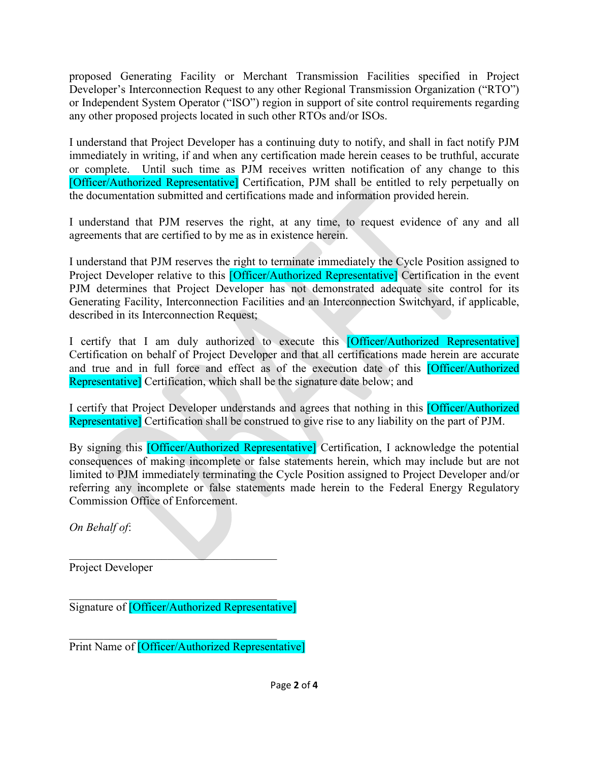proposed Generating Facility or Merchant Transmission Facilities specified in Project Developer's Interconnection Request to any other Regional Transmission Organization ("RTO") or Independent System Operator ("ISO") region in support of site control requirements regarding any other proposed projects located in such other RTOs and/or ISOs.

I understand that Project Developer has a continuing duty to notify, and shall in fact notify PJM immediately in writing, if and when any certification made herein ceases to be truthful, accurate or complete. Until such time as PJM receives written notification of any change to this [Officer/Authorized Representative] Certification, PJM shall be entitled to rely perpetually on the documentation submitted and certifications made and information provided herein.

I understand that PJM reserves the right, at any time, to request evidence of any and all agreements that are certified to by me as in existence herein.

I understand that PJM reserves the right to terminate immediately the Cycle Position assigned to Project Developer relative to this [Officer/Authorized Representative] Certification in the event PJM determines that Project Developer has not demonstrated adequate site control for its Generating Facility, Interconnection Facilities and an Interconnection Switchyard, if applicable, described in its Interconnection Request;

I certify that I am duly authorized to execute this [Officer/Authorized Representative] Certification on behalf of Project Developer and that all certifications made herein are accurate and true and in full force and effect as of the execution date of this [Officer/Authorized Representative] Certification, which shall be the signature date below; and

I certify that Project Developer understands and agrees that nothing in this [Officer/Authorized Representative] Certification shall be construed to give rise to any liability on the part of PJM.

By signing this [Officer/Authorized Representative] Certification, I acknowledge the potential consequences of making incomplete or false statements herein, which may include but are not limited to PJM immediately terminating the Cycle Position assigned to Project Developer and/or referring any incomplete or false statements made herein to the Federal Energy Regulatory Commission Office of Enforcement.

*On Behalf of*:

\_\_\_\_\_\_\_\_\_\_\_\_\_\_\_\_\_\_\_\_\_\_\_\_\_\_\_\_\_\_\_\_\_\_\_\_\_\_

Project Developer

\_\_\_\_\_\_\_\_\_\_\_\_\_\_\_\_\_\_\_\_\_\_\_\_\_\_\_\_\_\_\_\_\_\_\_\_\_\_

Signature of [Officer/Authorized Representative]

\_\_\_\_\_\_\_\_\_\_\_\_\_\_\_\_\_\_\_\_\_\_\_\_\_\_\_\_\_\_\_\_\_\_\_\_\_\_

Print Name of [Officer/Authorized Representative]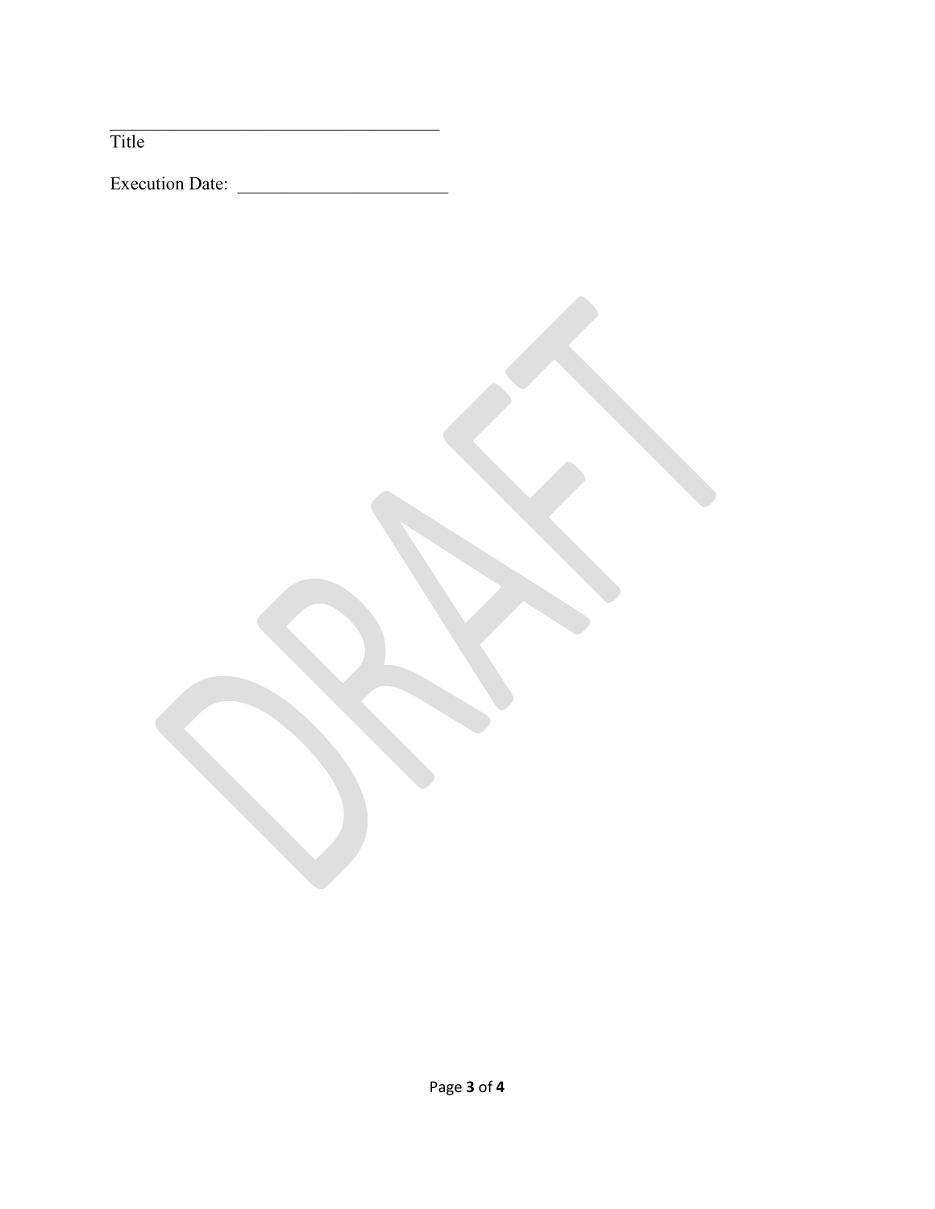\_\_\_\_\_\_\_\_\_\_\_\_\_\_\_\_\_\_\_\_\_\_\_\_\_\_\_\_\_\_\_\_\_\_\_\_
Title

Execution Date: \_\_\_\_\_\_\_\_\_\_\_\_\_\_\_\_\_\_\_\_\_\_\_

DRAFT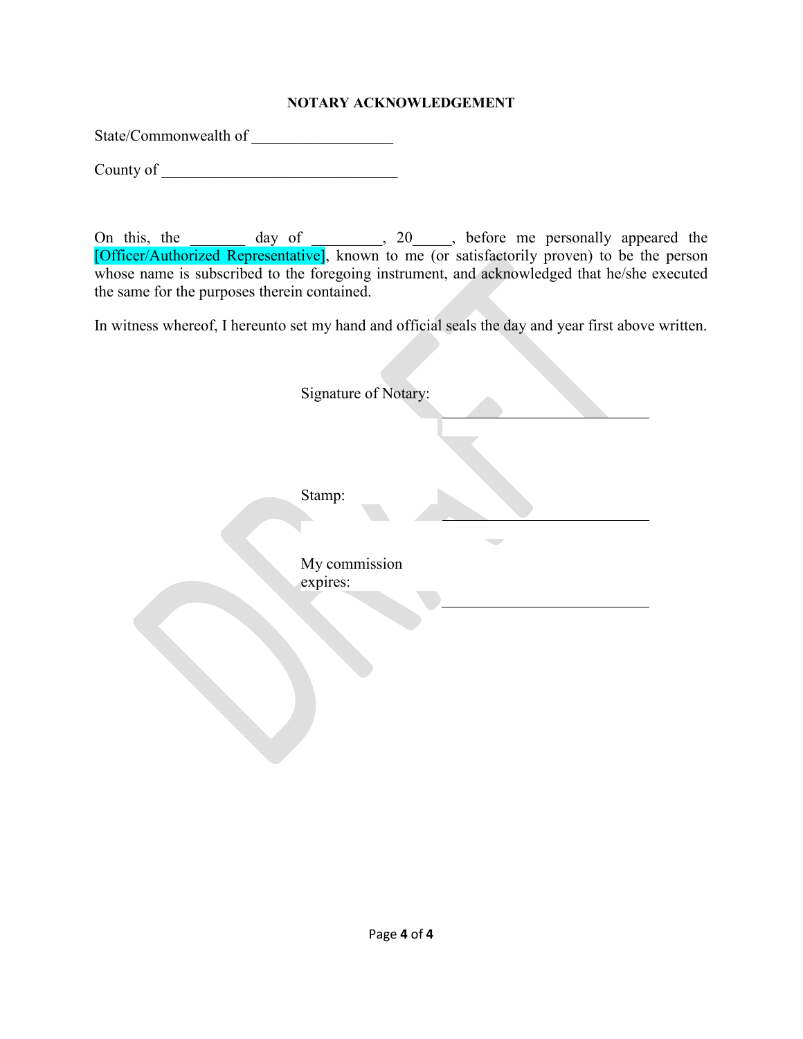**NOTARY ACKNOWLEDGEMENT**

State/Commonwealth of __________________

County of ______________________________

On this, the _______ day of _________, 20_____, before me personally appeared the [Officer/Authorized Representative], known to me (or satisfactorily proven) to be the person whose name is subscribed to the foregoing instrument, and acknowledged that he/she executed the same for the purposes therein contained.

In witness whereof, I hereunto set my hand and official seals the day and year first above written.

Signature of Notary: ___________________________

Stamp: ___________________________

My commission expires: ___________________________